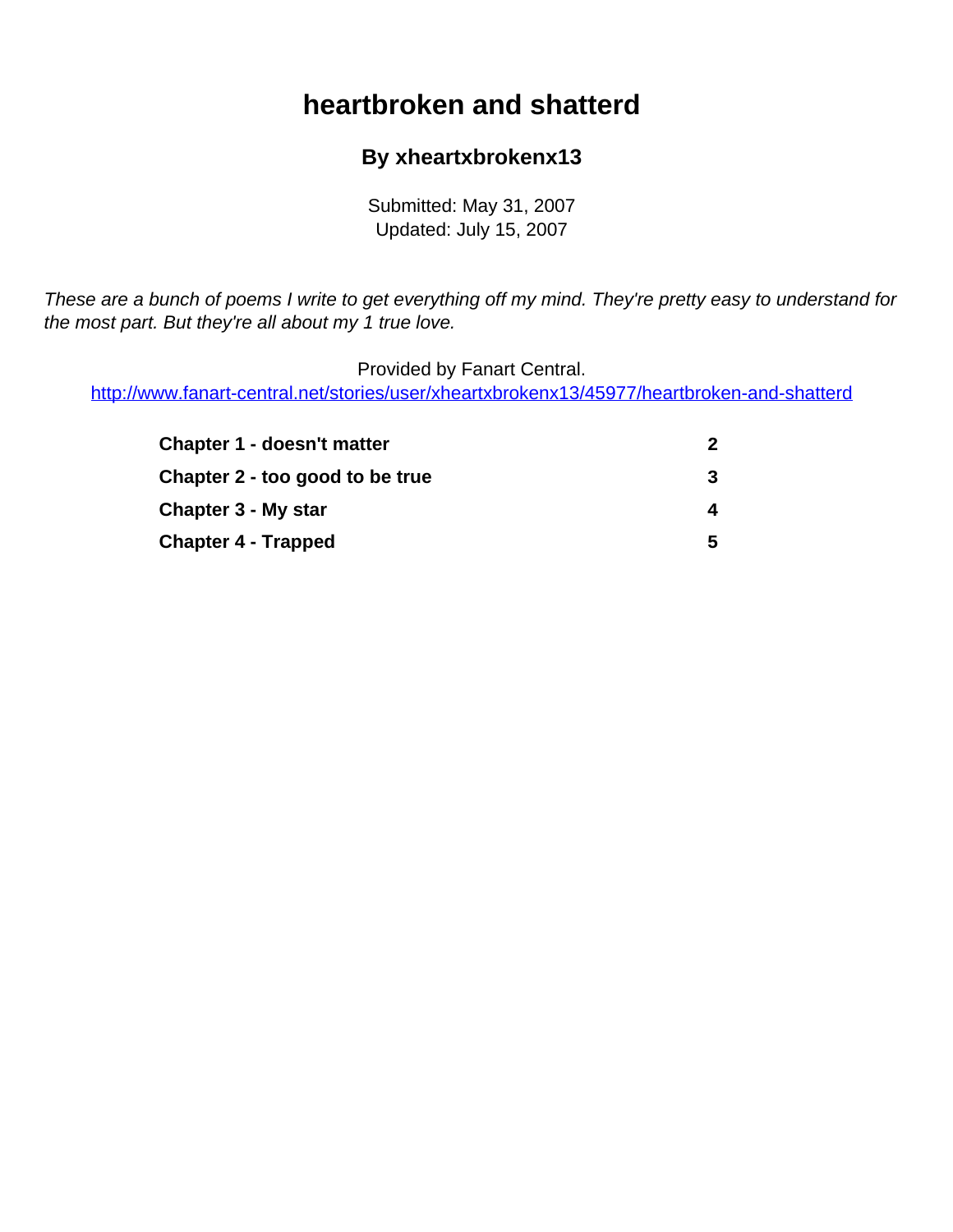# heartbroken and shatterd

### By xheartxbrokenx13

Submitted: May 31, 2007
Updated: July 15, 2007

*These are a bunch of poems I write to get everything off my mind. They're pretty easy to understand for the most part. But they're all about my 1 true love.*

Provided by Fanart Central.
http://www.fanart-central.net/stories/user/xheartxbrokenx13/45977/heartbroken-and-shatterd

| | |
|---|---|
| **Chapter 1 - doesn't matter** | **2** |
| **Chapter 2 - too good to be true** | **3** |
| **Chapter 3 - My star** | **4** |
| **Chapter 4 - Trapped** | **5** |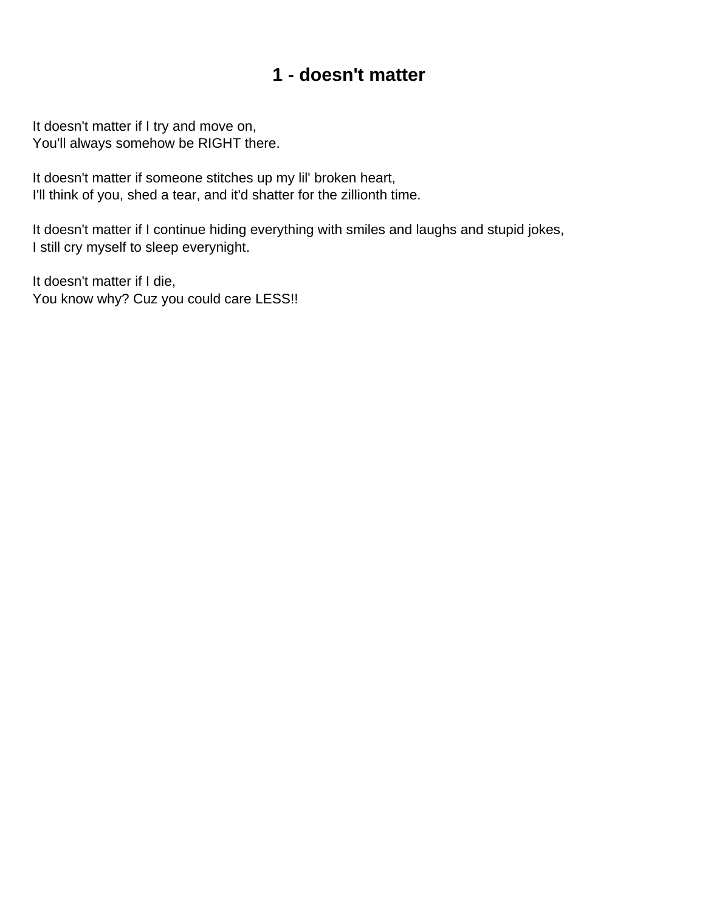# 1 - doesn't matter

It doesn't matter if I try and move on,
You'll always somehow be RIGHT there.

It doesn't matter if someone stitches up my lil' broken heart,
I'll think of you, shed a tear, and it'd shatter for the zillionth time.

It doesn't matter if I continue hiding everything with smiles and laughs and stupid jokes,
I still cry myself to sleep everynight.

It doesn't matter if I die,
You know why? Cuz you could care LESS!!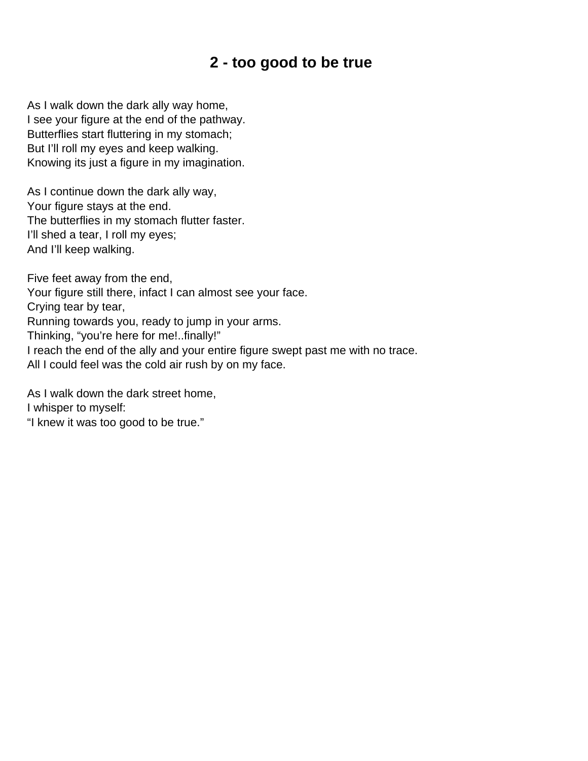# 2 - too good to be true

As I walk down the dark ally way home,  
I see your figure at the end of the pathway.  
Butterflies start fluttering in my stomach;  
But I'll roll my eyes and keep walking.  
Knowing its just a figure in my imagination.

As I continue down the dark ally way,  
Your figure stays at the end.  
The butterflies in my stomach flutter faster.  
I'll shed a tear, I roll my eyes;  
And I'll keep walking.

Five feet away from the end,  
Your figure still there, infact I can almost see your face.  
Crying tear by tear,  
Running towards you, ready to jump in your arms.  
Thinking, "you're here for me!..finally!"  
I reach the end of the ally and your entire figure swept past me with no trace.  
All I could feel was the cold air rush by on my face.

As I walk down the dark street home,  
I whisper to myself:  
"I knew it was too good to be true."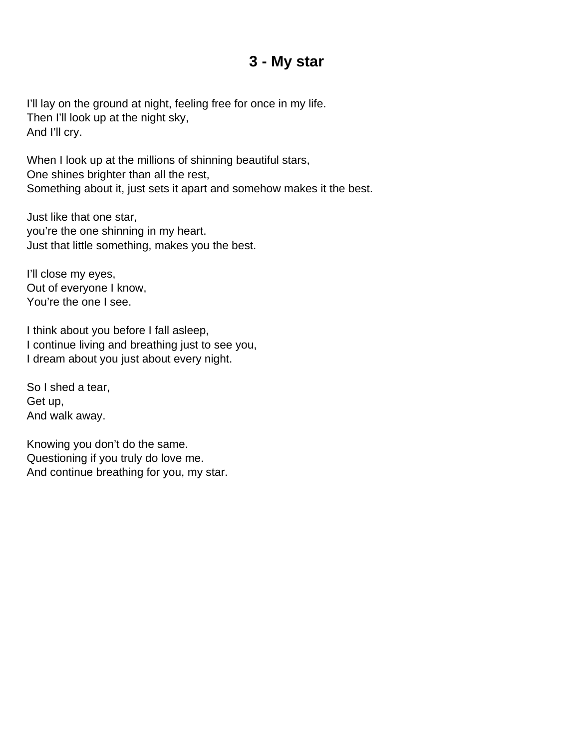# 3 - My star

I’ll lay on the ground at night, feeling free for once in my life.
Then I’ll look up at the night sky,
And I’ll cry.

When I look up at the millions of shinning beautiful stars,
One shines brighter than all the rest,
Something about it, just sets it apart and somehow makes it the best.

Just like that one star,
you’re the one shinning in my heart.
Just that little something, makes you the best.

I’ll close my eyes,
Out of everyone I know,
You’re the one I see.

I think about you before I fall asleep,
I continue living and breathing just to see you,
I dream about you just about every night.

So I shed a tear,
Get up,
And walk away.

Knowing you don’t do the same.
Questioning if you truly do love me.
And continue breathing for you, my star.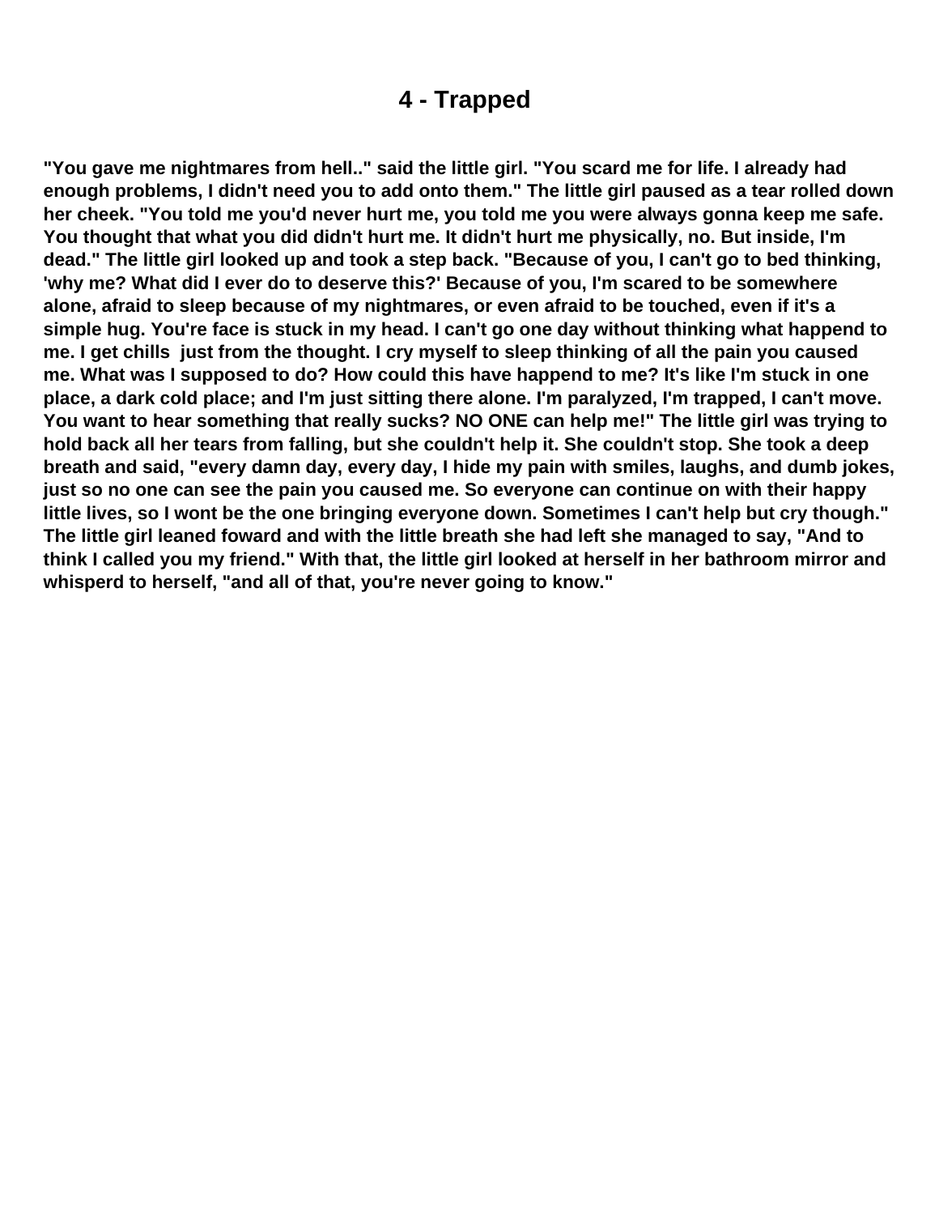# 4 - Trapped

**"You gave me nightmares from hell.." said the little girl. "You scard me for life. I already had enough problems, I didn't need you to add onto them." The little girl paused as a tear rolled down her cheek. "You told me you'd never hurt me, you told me you were always gonna keep me safe. You thought that what you did didn't hurt me. It didn't hurt me physically, no. But inside, I'm dead." The little girl looked up and took a step back. "Because of you, I can't go to bed thinking, 'why me? What did I ever do to deserve this?' Because of you, I'm scared to be somewhere alone, afraid to sleep because of my nightmares, or even afraid to be touched, even if it's a simple hug. You're face is stuck in my head. I can't go one day without thinking what happend to me. I get chills just from the thought. I cry myself to sleep thinking of all the pain you caused me. What was I supposed to do? How could this have happend to me? It's like I'm stuck in one place, a dark cold place; and I'm just sitting there alone. I'm paralyzed, I'm trapped, I can't move. You want to hear something that really sucks? NO ONE can help me!" The little girl was trying to hold back all her tears from falling, but she couldn't help it. She couldn't stop. She took a deep breath and said, "every damn day, every day, I hide my pain with smiles, laughs, and dumb jokes, just so no one can see the pain you caused me. So everyone can continue on with their happy little lives, so I wont be the one bringing everyone down. Sometimes I can't help but cry though." The little girl leaned foward and with the little breath she had left she managed to say, "And to think I called you my friend." With that, the little girl looked at herself in her bathroom mirror and whisperd to herself, "and all of that, you're never going to know."**